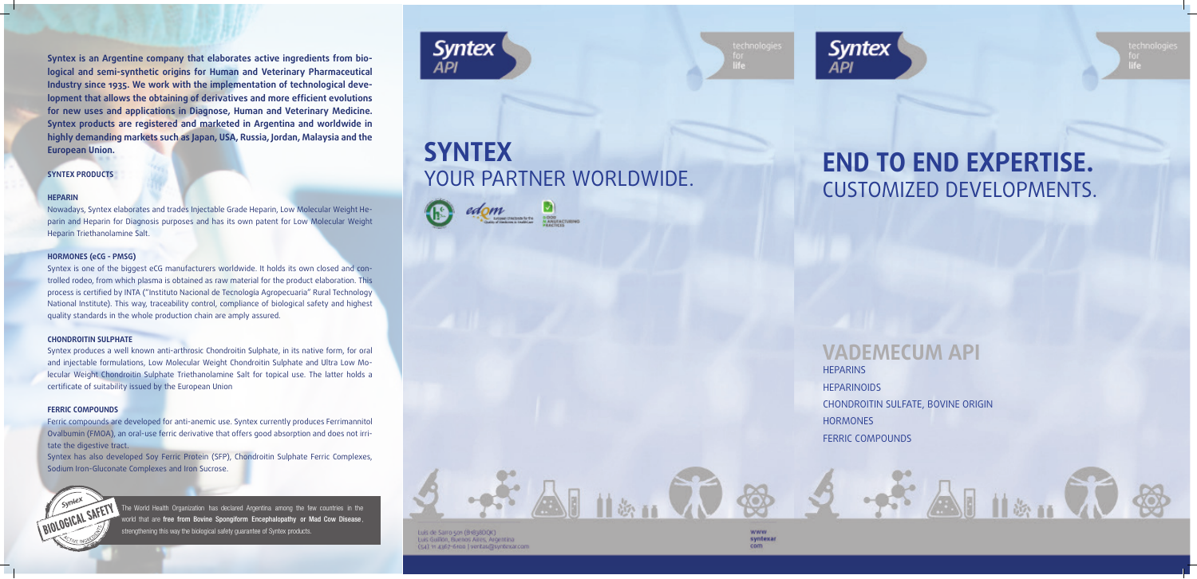Syntex is an Argentine company that elaborates active ingredients from biological and semi-synthetic origins for Human and Veterinary Pharmaceutical Industry since 1935. We work with the implementation of technological development that allows the obtaining of derivatives and more efficient evolutions for new uses and applications in Diagnose, Human and Veterinary Medicine. Syntex products are registered and marketed in Argentina and worldwide in highly demanding markets such as Japan, USA, Russia, Jordan, Malaysia and the European Union.

## SYNTEX PRODUCTS

### HEPARIN

Nowadays, Syntex elaborates and trades Injectable Grade Heparin, Low Molecular Weight Heparin and Heparin for Diagnosis purposes and has its own patent for Low Molecular Weight Heparin Triethanolamine Salt.

### HORMONES (eCG - PMSG)

Syntex is one of the biggest eCG manufacturers worldwide. It holds its own closed and controlled rodeo, from which plasma is obtained as raw material for the product elaboration. This process is certified by INTA ("Instituto Nacional de Tecnología Agropecuaria" Rural Technology National Institute). This way, traceability control, compliance of biological safety and highest quality standards in the whole production chain are amply assured.

### CHONDROITIN SULPHATE

Syntex produces a well known anti-arthrosic Chondroitin Sulphate, in its native form, for oral and injectable formulations, Low Molecular Weight Chondroitin Sulphate and Ultra Low Molecular Weight Chondroitin Sulphate Triethanolamine Salt for topical use. The latter holds a certificate of suitability issued by the European Union

### FERRIC COMPOUNDS

Ferric compounds are developed for anti-anemic use. Syntex currently produces Ferrimannitol Ovalbumin (FMOA), an oral-use ferric derivative that offers good absorption and does not irritate the digestive tract.

Syntex has also developed Soy Ferric Protein (SFP), Chondroitin Sulphate Ferric Complexes, Sodium Iron-Gluconate Complexes and Iron Sucrose.

BIOLOGICAL SAFETY

The World Health Organization has declared Argentina among the few countries in the world that are **free from Bovine Spongiform Encephalopathy or Mad Cow Disease**, strengthening this way the biological safety guarantee of Syntex products.

Syntex API — technologies for life

# SYNTEX
## YOUR PARTNER WORLDWIDE.

Luis de Sarro 501 (B1838DQK)
Luis Guillón, Buenos Aires, Argentina
(54) 11 4367-6100 | ventas@syntexar.com

www.syntexar.com

Syntex API — technologies for life

# END TO END EXPERTISE.
## CUSTOMIZED DEVELOPMENTS.

## VADEMECUM API

- HEPARINS
- HEPARINOIDS
- CHONDROITIN SULFATE, BOVINE ORIGIN
- HORMONES
- FERRIC COMPOUNDS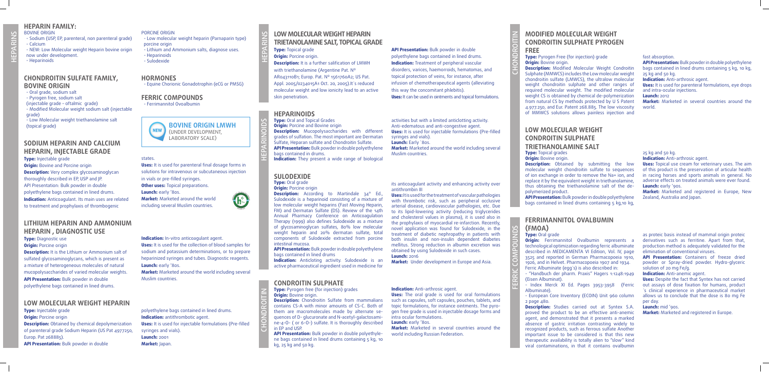## HEPARIN FAMILY:

BOVINE ORIGIN
- Sodium (USP, EP, parenteral, non parenteral grade)
- Calcium
- NEW: Low Molecular weight Heparin bovine origin now under development.
- Heparinoids

PORCINE ORIGIN
- Low molecular weight heparin (Parnaparin type) porcine origin
- Lithium and Ammonium salts, diagnose uses.
- Heparinoids
- Sulodexide

## CHONDROITIN SULFATE FAMILY, BOVINE ORIGIN

- Oral grade, sodium salt
- Pyrogen free, sodium salt (injectable grade – oftalmic grade)
- Modified Molecular weight sodium salt (injectable grade)
- Low Molecular weight triethanolamine salt (topical grade)

## HORMONES

- Equine Chorionic Gonadotrophin (eCG or PMSG)

## FERRIC COMPOUNDS

- Ferrimannitol Ovoalbumin

NEW **BOVINE ORIGIN LMWH** (UNDER DEVELOPMENT, LABORATORY SCALE)

## SODIUM HEPARIN AND CALCIUM HEPARIN, INJECTABLE GRADE

**Type:** Injectable grade
**Origin:** Bovine and Porcine origin
**Description:** Very complex glycosaminoglycan thoroughly described in EP, USP and JP.
API Presentation: Bulk powder in double polyethylene bags contained in lined drums.
**Indication:** Anticoagulant. Its main uses are related to treatment and prophylaxis of thrombogenic states.
**Uses:** It is used for parenteral final dosage forms in solutions for intravenous or subcutaneous injection in vials or pre-filled syringes.
**Other uses:** Topical preparations.
**Launch:** early ´80s.
**Market:** Marketed around the world including several Muslim countries.

## LITHIUM HEPARIN AND AMMONIUM HEPARIN , DIAGNOSTIC USE

**Type:** Diagnostic use
**Origin:** Porcine origin
**Description:** It is the Lithium or Ammonium salt of sulfated glycosaminoglycans, which is present as a mixture of heterogeneous molecules of natural mucopolysaccharides of varied molecular weights.
**API Presentation:** Bulk powder in double polyethylene bags contained in lined drums.
**Indication:** In-vitro anticoagulant agent.
**Uses:** It is used for the collection of blood samples for sodium and potassium determinations, or to prepare heparinized syringes and tubes. Diagnostic reagents.
**Launch:** early ´80s.
**Market:** Marketed around the world including several Muslim countries.

## LOW MOLECULAR WEIGHT HEPARIN

**Type:** Injectable grade
**Origin:** Porcine origin
**Description:** Obtained by chemical depolymerization of parenteral grade Sodium Heparin (US Pat 4977250, Europ. Pat 268885).
**API Presentation:** Bulk powder in double polyethylene bags contained in lined drums.
**Indication:** antithrombotic agent.
**Uses:** It is used for injectable formulations (Pre-filled syringes and vials).
**Launch:** 2001
**Market:** Japan.

## LOW MOLECULAR WEIGHT HEPARIN TRIETANOLAMINE SALT, TOPICAL GRADE

**Type:** Topical grade
**Origin:** Porcine origin.
**Description:** It is a further salification of LMWH with triethanolamine (Argentine Pat. Nº AR043110B1; Europ. Pat. Nº 1561760A2; US Pat. Appl. 2005/0234015A1 Oct. 20, 2005).It´s reduced molecular weight and low ionicity lead to an active skin penetration.
**API Presentation:** Bulk powder in double polyethylene bags contained in lined drums.
**Indication:** Treatment of peripheral vascular disorders, varices, haemorroids, hematomas, and topical protection of veins, for instance, after infusion of chemotherapeutical agents (alleviating this way the concomitant phlebitis).
**Uses:** It can be used in ointments and topical formulations.

## HEPARINOIDS

**Type:** Oral and Topical Grades
**Origin:** Porcine and Bovine origin
**Description:** Mucopolysaccharides with different grades of sulfation. The most important are Dermatan Sulfate, Heparan sulfate and Chondroitin Sulfate.
**API Presentation:** Bulk powder in double polyethylene bags contained in drums.
**Indication:** They present a wide range of biological activities but with a limited anticlotting activity. Anti-edematous and anti-congestive agent.
**Uses:** It is used for injectable formulations (Pre-filled syringes and vials).
**Launch:** Early ´80s.
**Market:** Marketed around the world including several Muslim countries.

## SULODEXIDE

**Type:** Oral grade
**Origin:** Porcine origin
**Description:** According to Martindale 34° Ed., Sulodexide is a heparinoid consisting of a mixture of low molecular weight heparins (Fast Moving Heparin, FM) and Dermatan Sulfate (DS). Review of the 14th Annual Pharmacy Conference on Anticoagulation Therapy (1999) also defines Sulodexide as a mixture of glycosaminoglycan sulfates, 80% low molecular weight heparin and 20% dermatan sulfate, total components of Sulodexide extracted from porcine intestinal mucosa.
**API Presentation:** Bulk powder in double polyethylene bags contained in lined drums
**Indication:** Anticloting activity. Sulodexide is an active pharmaceutical ingredient used in medicine for its anticoagulant activity and enhancing activity over antithrombin III
**Uses:** It is used for the treatment of vascular pathologies with thrombotic risk, such as peripheral occlusive arterial disease, cardiovascular pathologies, etc. Due to its lipid-lowering activity (reducing triglycerides and cholesterol values in plasma), it is used also in the prophylaxis of myocardial re-infarction. Recently, novel application was found for Sulodexide, in the treatment of diabetic nephropathy in patients with both insulin and non-insulin dependent diabetes mellitus. Strong reduction in albumin excretion was obtained by using Sulodexide in such cases.
**Launch:** 2016
**Market:** Under development in Europe and Asia.

## CONDROITIN SULPHATE

**Type:** Pyrogen free (for injection) grades
**Origin:** Bovine origin.
**Description:** Chondroitin Sulfate from mammalians contains CS-A with minor amounts of CS-C. Both of them are macromolecules made by alternate sequences of D- glucuronate and N-acetyl-galactosamine-4-O- ( or 6-O-) sulfate. It is thoroughly described in EP and USP.
**API Presentation:** Bulk powder in double polyethylene bags contained in lined drums containing 5 kg, 10 kg, 25 kg and 50 kg.
**Indication:** Anti-arthrosic agent.
**Uses:** The oral grade is used for oral formulations such as capsules, soft capsules, pouches, tablets, and topic formulations, for instance ointments. The pyrogen free grade is used in injectable dosage forms and intra ocular formulations.
**Launch:** early ´80s.
**Market:** Marketed in several countries around the world including Russian Federation.

## MODIFIED MOLECULAR WEIGHT CONDROITIN SULPHATE PYROGEN FREE

**Type:** Pyrogen Free (for injection) grade
**Origin:** Bovine origin.
**Description:** Modified Molecular Weight Condroitin Sulphate (MMWCS) includes the Low molecular weight chondroitin sulfate (LMWCS), the ultralow molecular weight chondroitin sulphate and other ranges of required molecular weight. The modified molecular weight CS is obtained by chemical de-polymerization from natural CS by methods protected by U S Patent 4.977.250, and Eur. Patent 268.885. The low viscosity of MMWCS solutions allows painless injection and fast absorption.
**API Presentation:** Bulk powder in double polyethylene bags contained in lined drums containing 5 kg, 10 kg, 25 kg and 50 kg.
**Indication:** Anti-arthrosic agent.
**Uses:** It is used for parenteral formulations, eye drops and intra-ocular injections.
**Launch:** 2012
**Market:** Marketed in several countries around the world.

## LOW MOLECULAR WEIGHT CONDROITIN SULPHATE TRIETHANOLAMINE SALT

**Type:** Topical grades
**Origin:** Bovine origin.
**Description:** Obtained by submitting the low molecular weight chondroitin sulfate to sequences of ion exchange in order to remove the Na+ ion, and replace it by the equivalent weight in triethanolamine, thus obtaining the triethanolamine salt of the de-polymerized product.
**API Presentation:** Bulk powder in double polyethylene bags contained in lined drums containing 5 kg,10 kg, 25 kg and 50 kg.
**Indication:** Anti-arthrosic agent.
**Uses:** Topical use cream for veterinary uses. The aim of this product is the preservation of articular health in racing horses and sports animals in general. No adverse effects on treated animals were ever found.
**Launch:** early ´90s.
**Market:** Marketed and registered in Europe, New Zealand, Australia and Japan.

## FERRIMANNITOL OVALBUMIN (FMOA)

**Type:** Oral grade
**Origin:** Ferrimannitol Ovalbumin represents a technological optimization regarding ferric albuminate described in MEDICAMENTA VI Edition, Vol. IV, page 3525 and reported in German Pharmacopoeia 1910, 1926, and in Helvet. Pharmacopoeia 1907 and 1934. Ferric Albuminate (egg´s) is also described in:
- "Handbuch der pharm. Praxis" Hagers 1:1248:1949 (Eisen Albuminat).
- Index Merck XI Ed. Pages 3953-3958 (Ferric Albuminate).
- European Core Inventory (ECOIN) Unit 960 column 2 page 480.

**Description:** Studies carried out at Syntex S.A. proved the product to be an effective anti-anemic agent, and demonstrated that it presents a marked absence of gastric irritation contrasting widely to recognized products, such as ferrous sulfate Another important issue to be considered is that this new therapeutic availability is totally alien to "slow" kind viral contaminations, in that it contains ovalbumin as proteic basis instead of mammal origin proteic derivatives such as ferritine. Apart from that, production method is adequately validated for the elimination of conventional viruses.
**API Presentation:** Containers of freeze dried powder or Spray-dried powder. Hydro-glyceric solution of 20 mg Fe/g.
**Indication:** Anti-anemic agent.
**Uses:** Despite the fact that Syntex has not carried out assays of dose fixation for humans, product ´s clinical experience in pharmaceutical market allows us to conclude that the dose is 80 mg Fe per day.
**Launch:** mid ´90s.
**Market:** Marketed and registered in Europe.